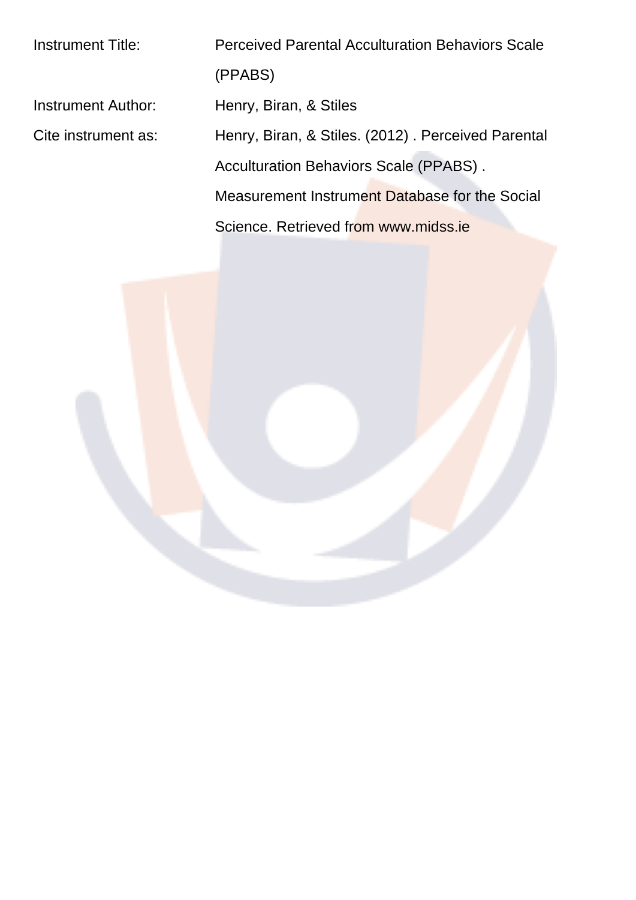| | |
|---|---|
| Instrument Title: | Perceived Parental Acculturation Behaviors Scale (PPABS) |
| Instrument Author: | Henry, Biran, & Stiles |
| Cite instrument as: | Henry, Biran, & Stiles. (2012) . Perceived Parental Acculturation Behaviors Scale (PPABS) . Measurement Instrument Database for the Social Science. Retrieved from www.midss.ie |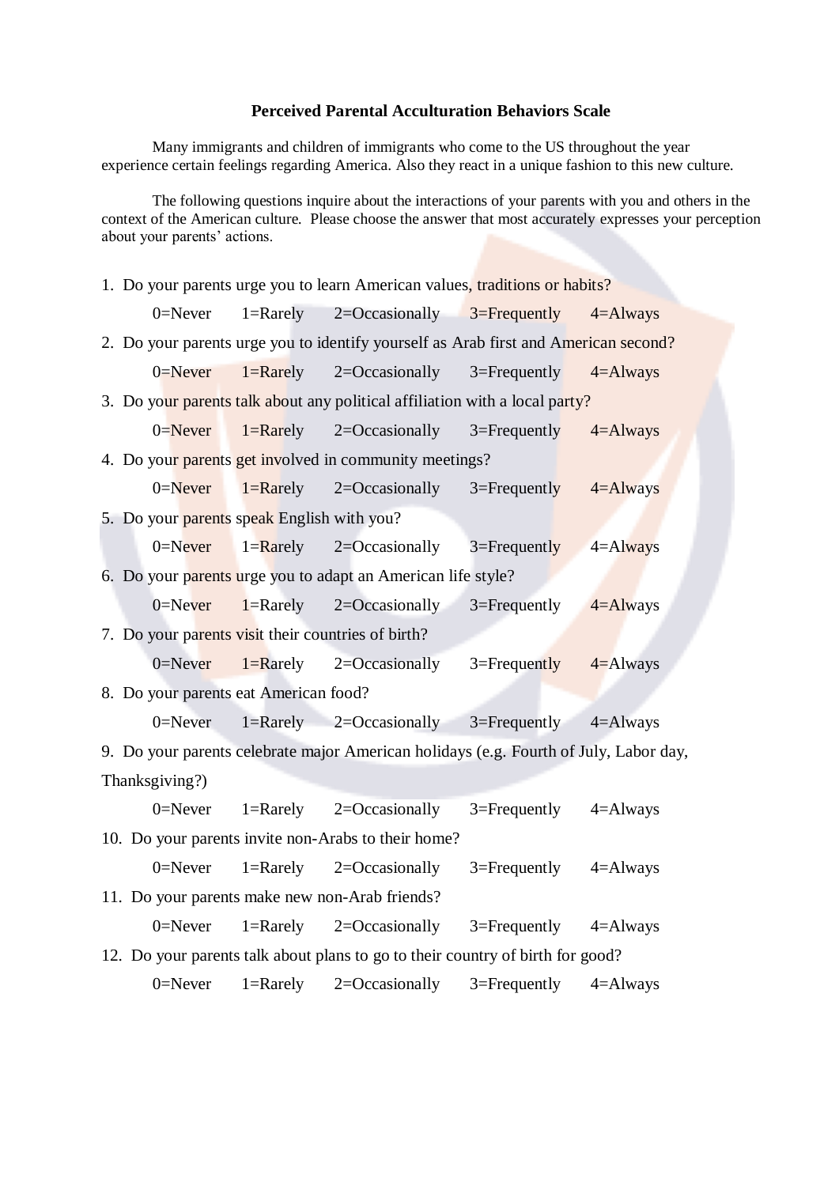## Perceived Parental Acculturation Behaviors Scale

Many immigrants and children of immigrants who come to the US throughout the year experience certain feelings regarding America. Also they react in a unique fashion to this new culture.

The following questions inquire about the interactions of your parents with you and others in the context of the American culture. Please choose the answer that most accurately expresses your perception about your parents' actions.

1. Do your parents urge you to learn American values, traditions or habits?

   0=Never 1=Rarely 2=Occasionally 3=Frequently 4=Always

2. Do your parents urge you to identify yourself as Arab first and American second?

   0=Never 1=Rarely 2=Occasionally 3=Frequently 4=Always

3. Do your parents talk about any political affiliation with a local party?

   0=Never 1=Rarely 2=Occasionally 3=Frequently 4=Always

4. Do your parents get involved in community meetings?

   0=Never 1=Rarely 2=Occasionally 3=Frequently 4=Always

5. Do your parents speak English with you?

   0=Never 1=Rarely 2=Occasionally 3=Frequently 4=Always

6. Do your parents urge you to adapt an American life style?

   0=Never 1=Rarely 2=Occasionally 3=Frequently 4=Always

7. Do your parents visit their countries of birth?

   0=Never 1=Rarely 2=Occasionally 3=Frequently 4=Always

8. Do your parents eat American food?

   0=Never 1=Rarely 2=Occasionally 3=Frequently 4=Always

9. Do your parents celebrate major American holidays (e.g. Fourth of July, Labor day, Thanksgiving?)

   0=Never 1=Rarely 2=Occasionally 3=Frequently 4=Always

10. Do your parents invite non-Arabs to their home?

    0=Never 1=Rarely 2=Occasionally 3=Frequently 4=Always

11. Do your parents make new non-Arab friends?

    0=Never 1=Rarely 2=Occasionally 3=Frequently 4=Always

12. Do your parents talk about plans to go to their country of birth for good?

    0=Never 1=Rarely 2=Occasionally 3=Frequently 4=Always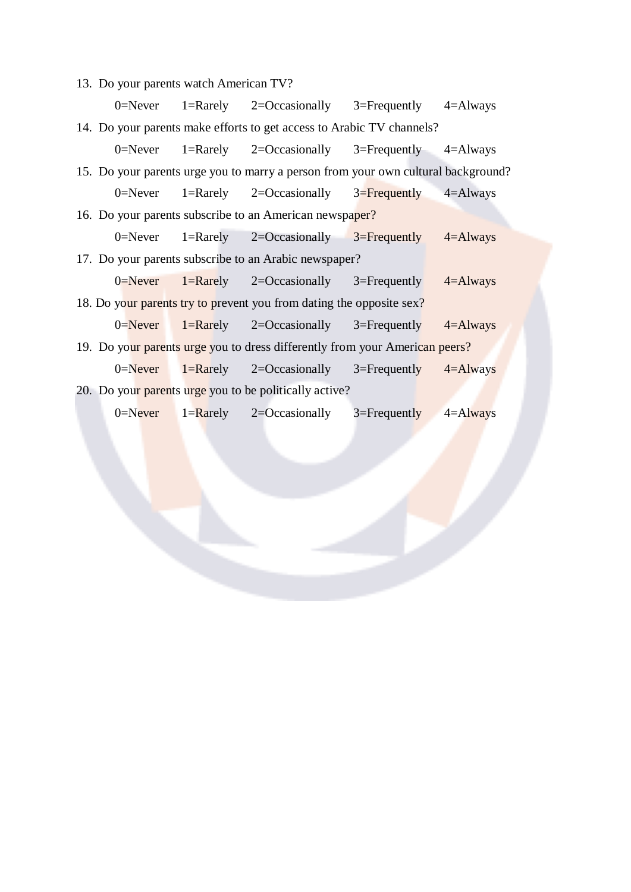13. Do your parents watch American TV?

    0=Never 1=Rarely 2=Occasionally 3=Frequently 4=Always

14. Do your parents make efforts to get access to Arabic TV channels?

    0=Never 1=Rarely 2=Occasionally 3=Frequently 4=Always

15. Do your parents urge you to marry a person from your own cultural background?

    0=Never 1=Rarely 2=Occasionally 3=Frequently 4=Always

16. Do your parents subscribe to an American newspaper?

    0=Never 1=Rarely 2=Occasionally 3=Frequently 4=Always

17. Do your parents subscribe to an Arabic newspaper?

    0=Never 1=Rarely 2=Occasionally 3=Frequently 4=Always

18. Do your parents try to prevent you from dating the opposite sex?

    0=Never 1=Rarely 2=Occasionally 3=Frequently 4=Always

19. Do your parents urge you to dress differently from your American peers?

    0=Never 1=Rarely 2=Occasionally 3=Frequently 4=Always

20. Do your parents urge you to be politically active?

    0=Never 1=Rarely 2=Occasionally 3=Frequently 4=Always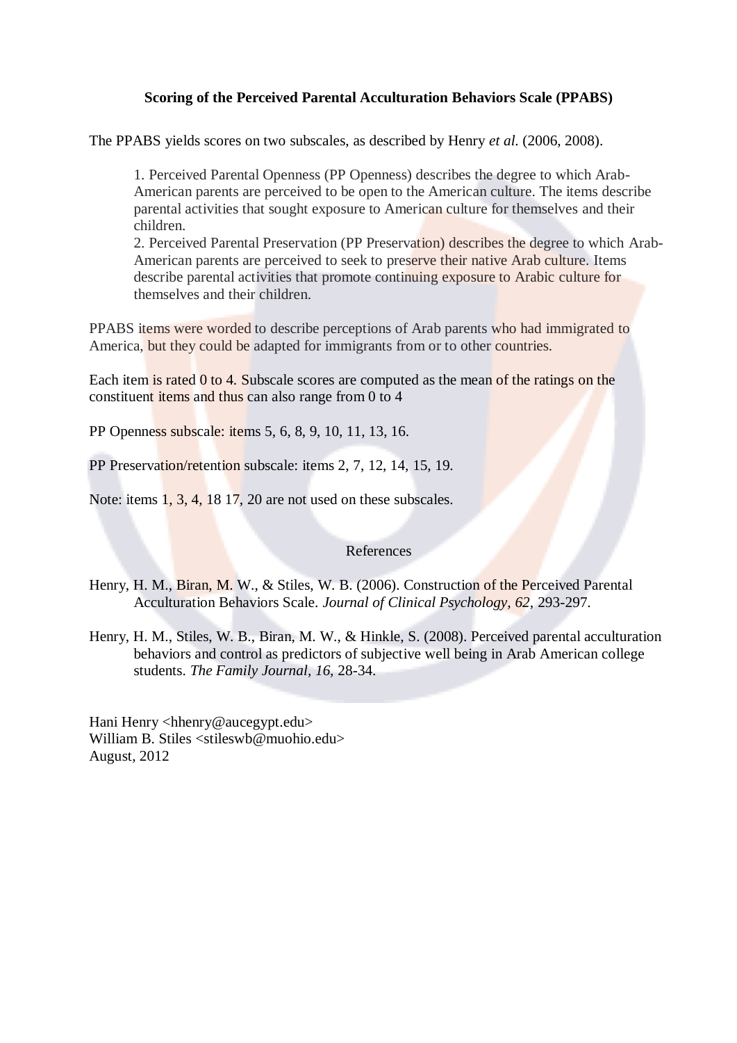**Scoring of the Perceived Parental Acculturation Behaviors Scale (PPABS)**

The PPABS yields scores on two subscales, as described by Henry *et al.* (2006, 2008).

> 1. Perceived Parental Openness (PP Openness) describes the degree to which Arab-American parents are perceived to be open to the American culture. The items describe parental activities that sought exposure to American culture for themselves and their children.
> 2. Perceived Parental Preservation (PP Preservation) describes the degree to which Arab-American parents are perceived to seek to preserve their native Arab culture. Items describe parental activities that promote continuing exposure to Arabic culture for themselves and their children.

PPABS items were worded to describe perceptions of Arab parents who had immigrated to America, but they could be adapted for immigrants from or to other countries.

Each item is rated 0 to 4. Subscale scores are computed as the mean of the ratings on the constituent items and thus can also range from 0 to 4

PP Openness subscale: items 5, 6, 8, 9, 10, 11, 13, 16.

PP Preservation/retention subscale: items 2, 7, 12, 14, 15, 19.

Note: items 1, 3, 4, 18 17, 20 are not used on these subscales.

References

Henry, H. M., Biran, M. W., & Stiles, W. B. (2006). Construction of the Perceived Parental Acculturation Behaviors Scale. *Journal of Clinical Psychology, 62,* 293-297.

Henry, H. M., Stiles, W. B., Biran, M. W., & Hinkle, S. (2008). Perceived parental acculturation behaviors and control as predictors of subjective well being in Arab American college students. *The Family Journal, 16,* 28-34.

Hani Henry <hhenry@aucegypt.edu>
William B. Stiles <stileswb@muohio.edu>
August, 2012